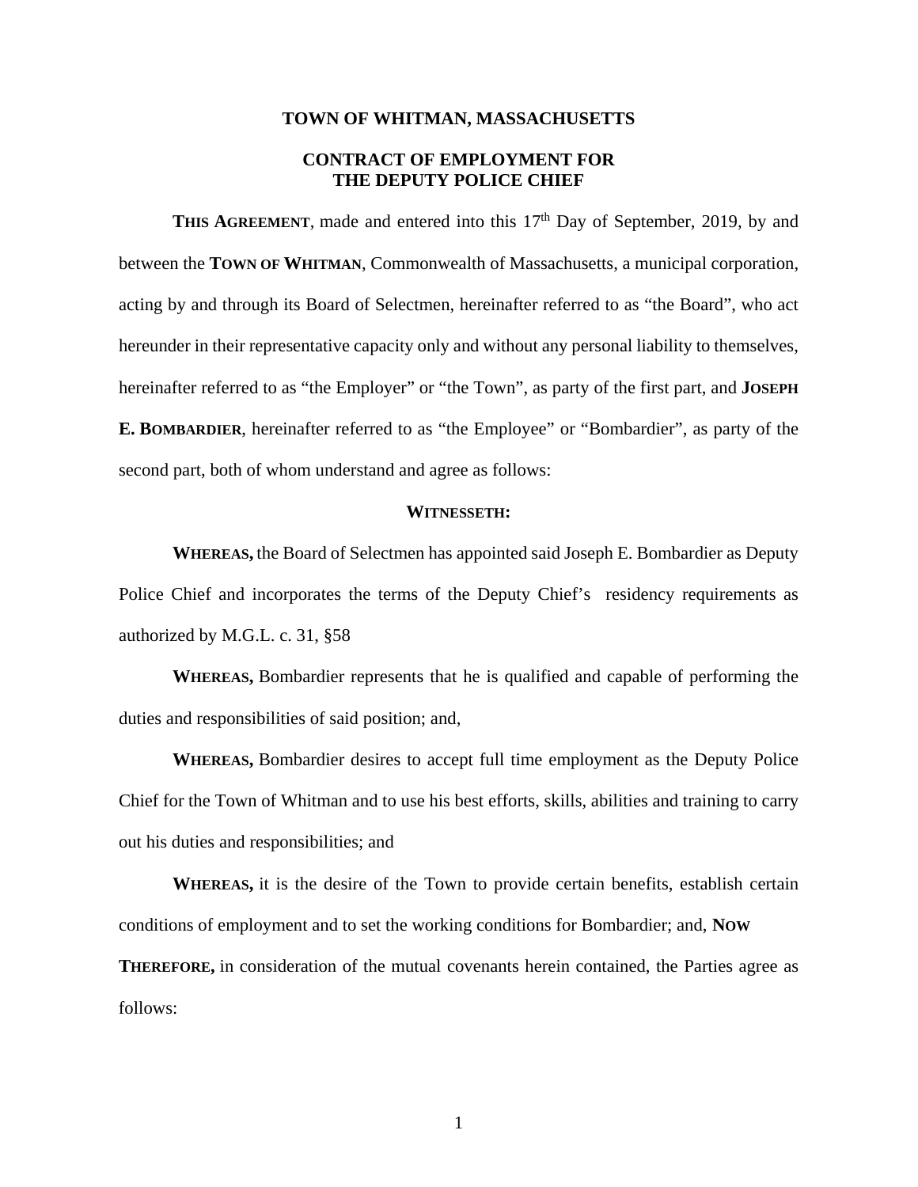# TOWN OF WHITMAN, MASSACHUSETTS

## CONTRACT OF EMPLOYMENT FOR THE DEPUTY POLICE CHIEF

**THIS AGREEMENT**, made and entered into this 17th Day of September, 2019, by and between the **TOWN OF WHITMAN**, Commonwealth of Massachusetts, a municipal corporation, acting by and through its Board of Selectmen, hereinafter referred to as "the Board", who act hereunder in their representative capacity only and without any personal liability to themselves, hereinafter referred to as "the Employer" or "the Town", as party of the first part, and **JOSEPH E. BOMBARDIER**, hereinafter referred to as "the Employee" or "Bombardier", as party of the second part, both of whom understand and agree as follows:

**WITNESSETH:**

**WHEREAS,** the Board of Selectmen has appointed said Joseph E. Bombardier as Deputy Police Chief and incorporates the terms of the Deputy Chief's residency requirements as authorized by M.G.L. c. 31, §58

**WHEREAS,** Bombardier represents that he is qualified and capable of performing the duties and responsibilities of said position; and,

**WHEREAS,** Bombardier desires to accept full time employment as the Deputy Police Chief for the Town of Whitman and to use his best efforts, skills, abilities and training to carry out his duties and responsibilities; and

**WHEREAS,** it is the desire of the Town to provide certain benefits, establish certain conditions of employment and to set the working conditions for Bombardier; and, **NOW THEREFORE,** in consideration of the mutual covenants herein contained, the Parties agree as follows: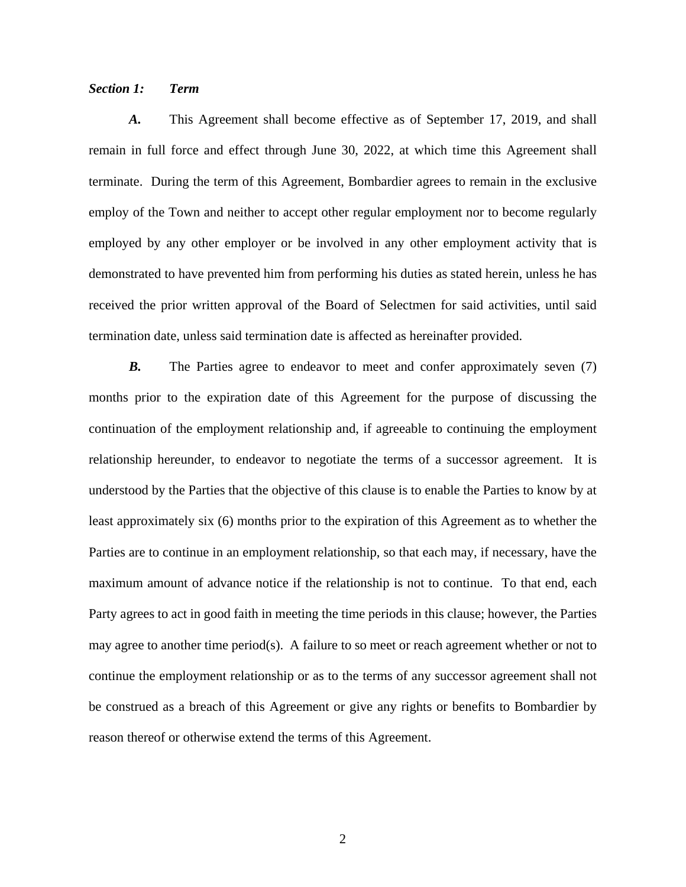***Section 1: Term***

***A.*** This Agreement shall become effective as of September 17, 2019, and shall remain in full force and effect through June 30, 2022, at which time this Agreement shall terminate. During the term of this Agreement, Bombardier agrees to remain in the exclusive employ of the Town and neither to accept other regular employment nor to become regularly employed by any other employer or be involved in any other employment activity that is demonstrated to have prevented him from performing his duties as stated herein, unless he has received the prior written approval of the Board of Selectmen for said activities, until said termination date, unless said termination date is affected as hereinafter provided.

***B.*** The Parties agree to endeavor to meet and confer approximately seven (7) months prior to the expiration date of this Agreement for the purpose of discussing the continuation of the employment relationship and, if agreeable to continuing the employment relationship hereunder, to endeavor to negotiate the terms of a successor agreement. It is understood by the Parties that the objective of this clause is to enable the Parties to know by at least approximately six (6) months prior to the expiration of this Agreement as to whether the Parties are to continue in an employment relationship, so that each may, if necessary, have the maximum amount of advance notice if the relationship is not to continue. To that end, each Party agrees to act in good faith in meeting the time periods in this clause; however, the Parties may agree to another time period(s). A failure to so meet or reach agreement whether or not to continue the employment relationship or as to the terms of any successor agreement shall not be construed as a breach of this Agreement or give any rights or benefits to Bombardier by reason thereof or otherwise extend the terms of this Agreement.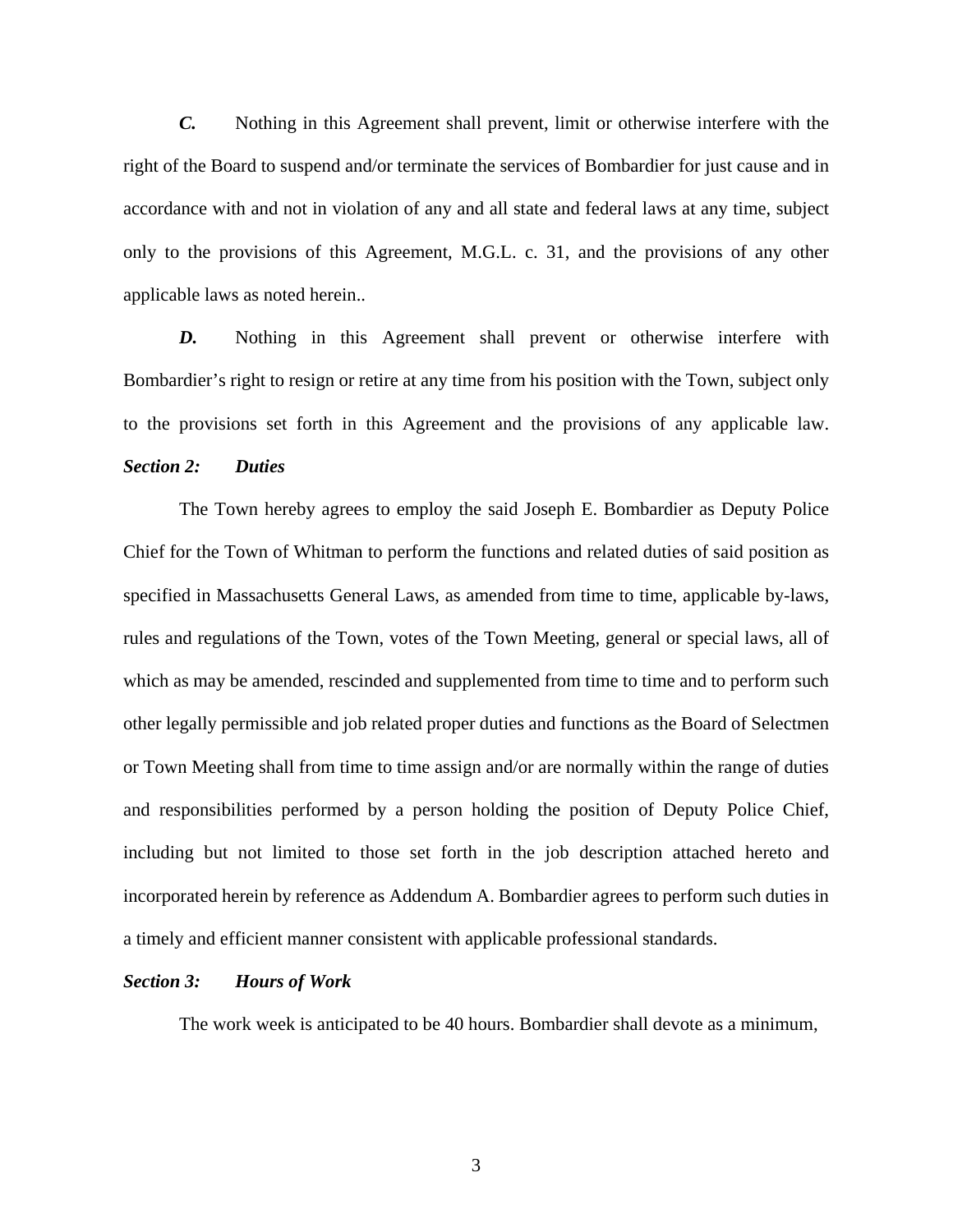***C.*** Nothing in this Agreement shall prevent, limit or otherwise interfere with the right of the Board to suspend and/or terminate the services of Bombardier for just cause and in accordance with and not in violation of any and all state and federal laws at any time, subject only to the provisions of this Agreement, M.G.L. c. 31, and the provisions of any other applicable laws as noted herein..

***D.*** Nothing in this Agreement shall prevent or otherwise interfere with Bombardier's right to resign or retire at any time from his position with the Town, subject only to the provisions set forth in this Agreement and the provisions of any applicable law.

***Section 2: Duties***

The Town hereby agrees to employ the said Joseph E. Bombardier as Deputy Police Chief for the Town of Whitman to perform the functions and related duties of said position as specified in Massachusetts General Laws, as amended from time to time, applicable by-laws, rules and regulations of the Town, votes of the Town Meeting, general or special laws, all of which as may be amended, rescinded and supplemented from time to time and to perform such other legally permissible and job related proper duties and functions as the Board of Selectmen or Town Meeting shall from time to time assign and/or are normally within the range of duties and responsibilities performed by a person holding the position of Deputy Police Chief, including but not limited to those set forth in the job description attached hereto and incorporated herein by reference as Addendum A. Bombardier agrees to perform such duties in a timely and efficient manner consistent with applicable professional standards.

***Section 3: Hours of Work***

The work week is anticipated to be 40 hours. Bombardier shall devote as a minimum,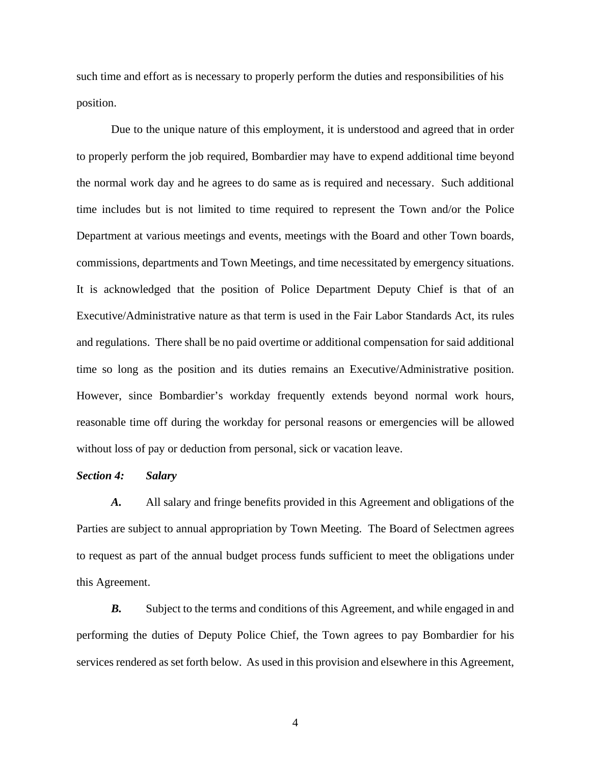such time and effort as is necessary to properly perform the duties and responsibilities of his position.

Due to the unique nature of this employment, it is understood and agreed that in order to properly perform the job required, Bombardier may have to expend additional time beyond the normal work day and he agrees to do same as is required and necessary. Such additional time includes but is not limited to time required to represent the Town and/or the Police Department at various meetings and events, meetings with the Board and other Town boards, commissions, departments and Town Meetings, and time necessitated by emergency situations. It is acknowledged that the position of Police Department Deputy Chief is that of an Executive/Administrative nature as that term is used in the Fair Labor Standards Act, its rules and regulations. There shall be no paid overtime or additional compensation for said additional time so long as the position and its duties remains an Executive/Administrative position. However, since Bombardier's workday frequently extends beyond normal work hours, reasonable time off during the workday for personal reasons or emergencies will be allowed without loss of pay or deduction from personal, sick or vacation leave.

***Section 4: Salary***

***A.*** All salary and fringe benefits provided in this Agreement and obligations of the Parties are subject to annual appropriation by Town Meeting. The Board of Selectmen agrees to request as part of the annual budget process funds sufficient to meet the obligations under this Agreement.

***B.*** Subject to the terms and conditions of this Agreement, and while engaged in and performing the duties of Deputy Police Chief, the Town agrees to pay Bombardier for his services rendered as set forth below. As used in this provision and elsewhere in this Agreement,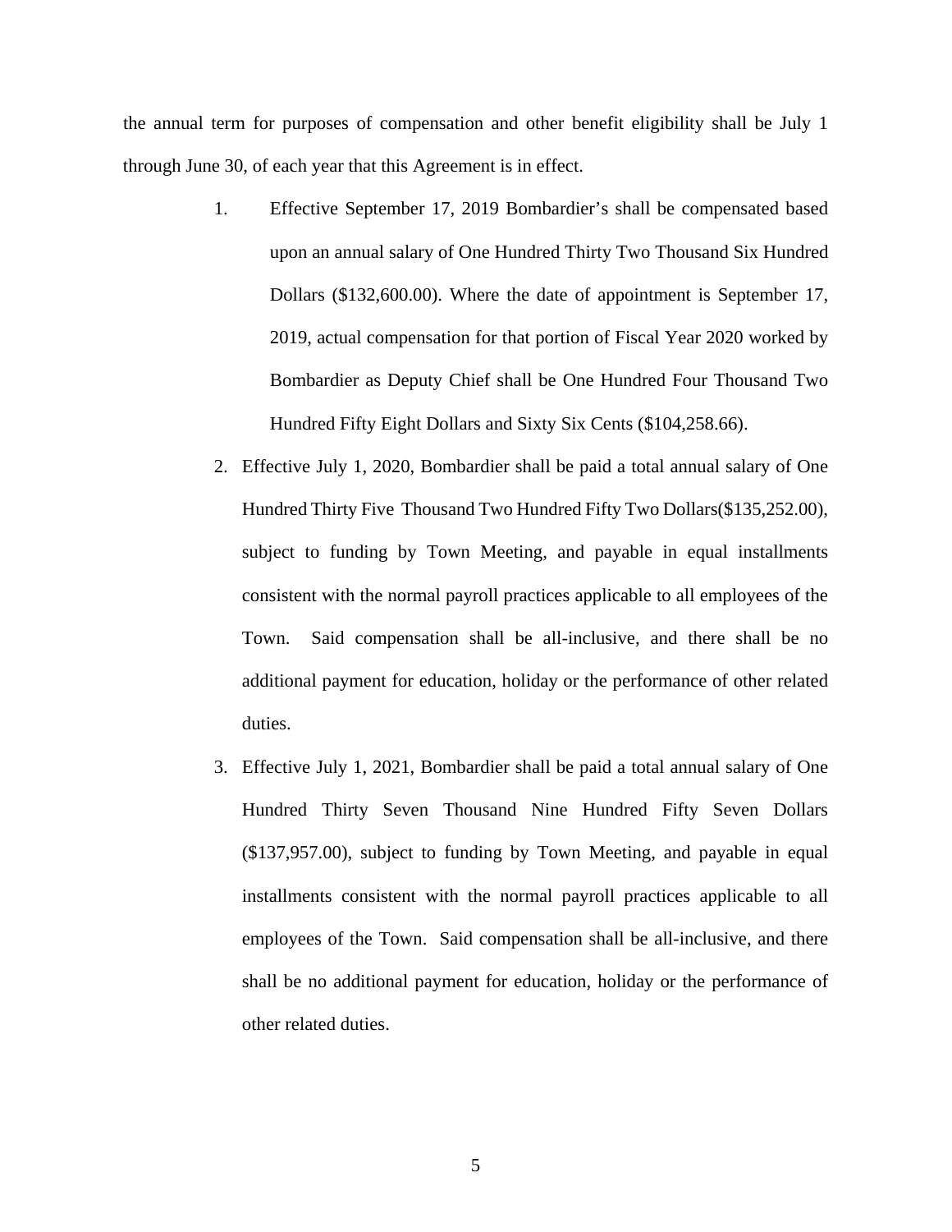the annual term for purposes of compensation and other benefit eligibility shall be July 1 through June 30, of each year that this Agreement is in effect.

1. Effective September 17, 2019 Bombardier's shall be compensated based upon an annual salary of One Hundred Thirty Two Thousand Six Hundred Dollars ($132,600.00). Where the date of appointment is September 17, 2019, actual compensation for that portion of Fiscal Year 2020 worked by Bombardier as Deputy Chief shall be One Hundred Four Thousand Two Hundred Fifty Eight Dollars and Sixty Six Cents ($104,258.66).

2. Effective July 1, 2020, Bombardier shall be paid a total annual salary of One Hundred Thirty Five Thousand Two Hundred Fifty Two Dollars($135,252.00), subject to funding by Town Meeting, and payable in equal installments consistent with the normal payroll practices applicable to all employees of the Town. Said compensation shall be all-inclusive, and there shall be no additional payment for education, holiday or the performance of other related duties.

3. Effective July 1, 2021, Bombardier shall be paid a total annual salary of One Hundred Thirty Seven Thousand Nine Hundred Fifty Seven Dollars ($137,957.00), subject to funding by Town Meeting, and payable in equal installments consistent with the normal payroll practices applicable to all employees of the Town. Said compensation shall be all-inclusive, and there shall be no additional payment for education, holiday or the performance of other related duties.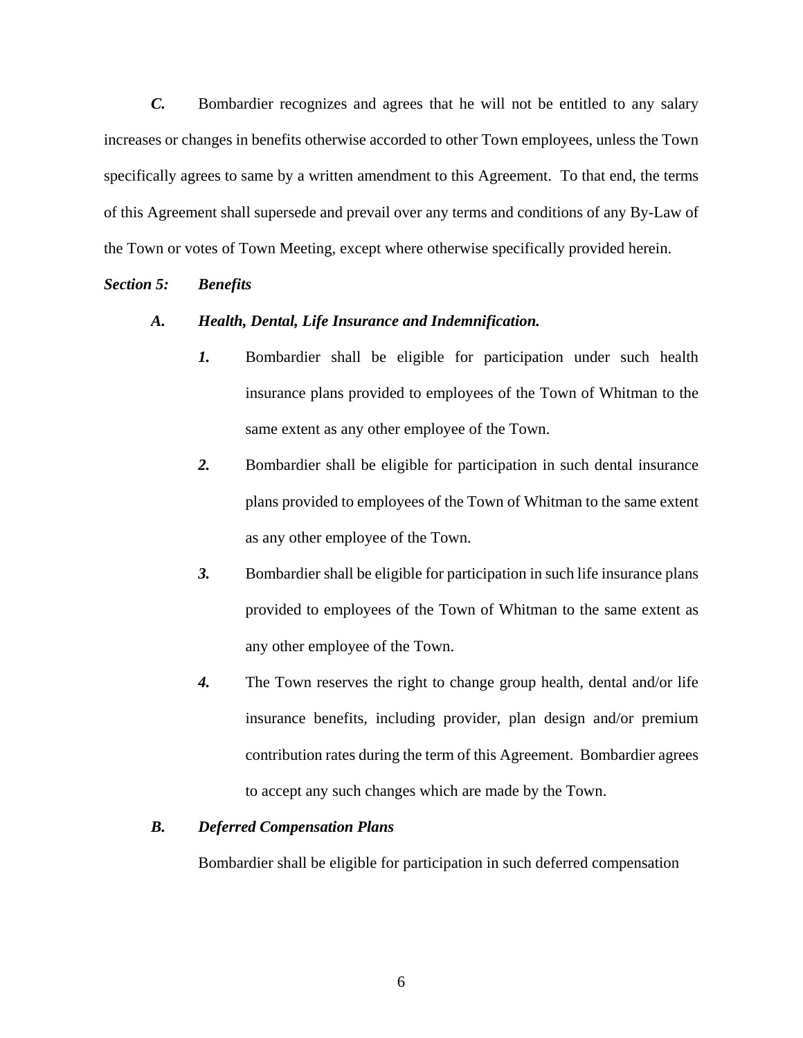***C.*** Bombardier recognizes and agrees that he will not be entitled to any salary increases or changes in benefits otherwise accorded to other Town employees, unless the Town specifically agrees to same by a written amendment to this Agreement. To that end, the terms of this Agreement shall supersede and prevail over any terms and conditions of any By-Law of the Town or votes of Town Meeting, except where otherwise specifically provided herein.

***Section 5: Benefits***

***A. Health, Dental, Life Insurance and Indemnification.***

***1.*** Bombardier shall be eligible for participation under such health insurance plans provided to employees of the Town of Whitman to the same extent as any other employee of the Town.

***2.*** Bombardier shall be eligible for participation in such dental insurance plans provided to employees of the Town of Whitman to the same extent as any other employee of the Town.

***3.*** Bombardier shall be eligible for participation in such life insurance plans provided to employees of the Town of Whitman to the same extent as any other employee of the Town.

***4.*** The Town reserves the right to change group health, dental and/or life insurance benefits, including provider, plan design and/or premium contribution rates during the term of this Agreement. Bombardier agrees to accept any such changes which are made by the Town.

***B. Deferred Compensation Plans***

Bombardier shall be eligible for participation in such deferred compensation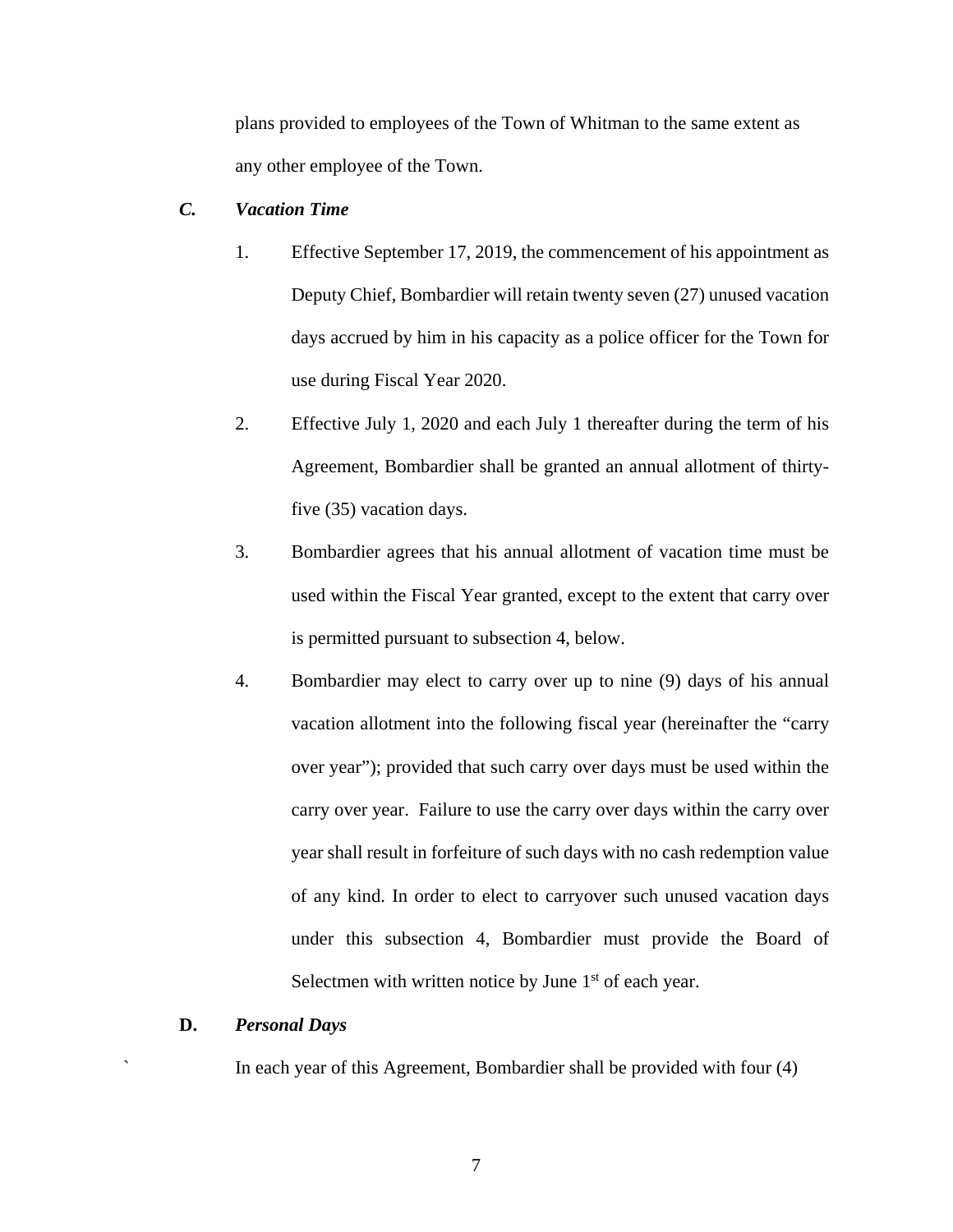plans provided to employees of the Town of Whitman to the same extent as any other employee of the Town.

***C. Vacation Time***

1. Effective September 17, 2019, the commencement of his appointment as Deputy Chief, Bombardier will retain twenty seven (27) unused vacation days accrued by him in his capacity as a police officer for the Town for use during Fiscal Year 2020.

2. Effective July 1, 2020 and each July 1 thereafter during the term of his Agreement, Bombardier shall be granted an annual allotment of thirty-five (35) vacation days.

3. Bombardier agrees that his annual allotment of vacation time must be used within the Fiscal Year granted, except to the extent that carry over is permitted pursuant to subsection 4, below.

4. Bombardier may elect to carry over up to nine (9) days of his annual vacation allotment into the following fiscal year (hereinafter the "carry over year"); provided that such carry over days must be used within the carry over year. Failure to use the carry over days within the carry over year shall result in forfeiture of such days with no cash redemption value of any kind. In order to elect to carryover such unused vacation days under this subsection 4, Bombardier must provide the Board of Selectmen with written notice by June 1st of each year.

**D. *Personal Days***

` In each year of this Agreement, Bombardier shall be provided with four (4)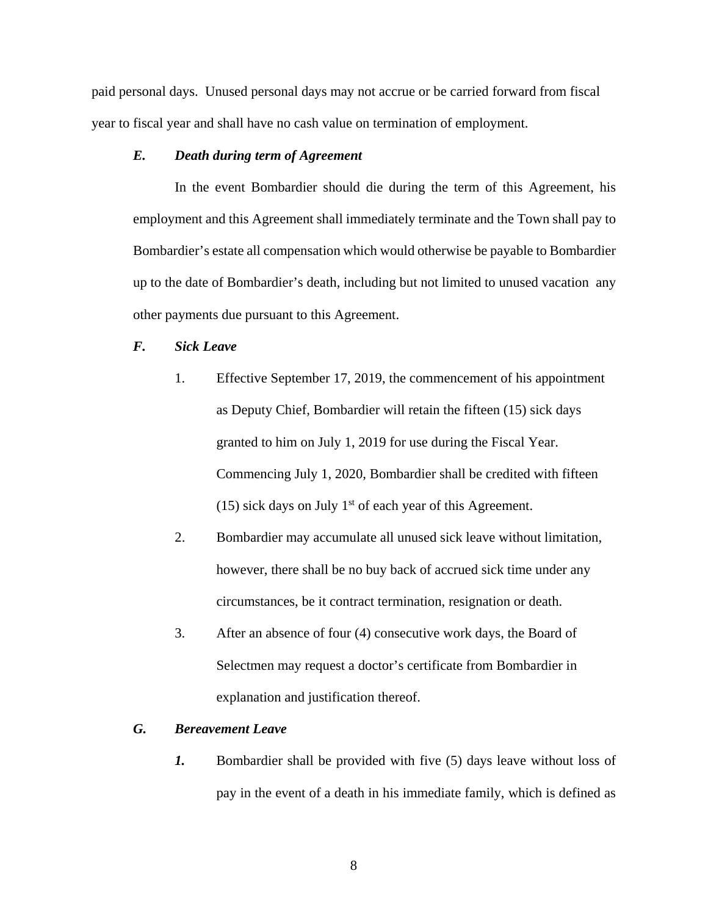paid personal days. Unused personal days may not accrue or be carried forward from fiscal year to fiscal year and shall have no cash value on termination of employment.

### ***E. Death during term of Agreement***

In the event Bombardier should die during the term of this Agreement, his employment and this Agreement shall immediately terminate and the Town shall pay to Bombardier's estate all compensation which would otherwise be payable to Bombardier up to the date of Bombardier's death, including but not limited to unused vacation any other payments due pursuant to this Agreement.

### ***F. Sick Leave***

1. Effective September 17, 2019, the commencement of his appointment as Deputy Chief, Bombardier will retain the fifteen (15) sick days granted to him on July 1, 2019 for use during the Fiscal Year. Commencing July 1, 2020, Bombardier shall be credited with fifteen (15) sick days on July 1st of each year of this Agreement.
2. Bombardier may accumulate all unused sick leave without limitation, however, there shall be no buy back of accrued sick time under any circumstances, be it contract termination, resignation or death.
3. After an absence of four (4) consecutive work days, the Board of Selectmen may request a doctor's certificate from Bombardier in explanation and justification thereof.

### ***G. Bereavement Leave***

***1.*** Bombardier shall be provided with five (5) days leave without loss of pay in the event of a death in his immediate family, which is defined as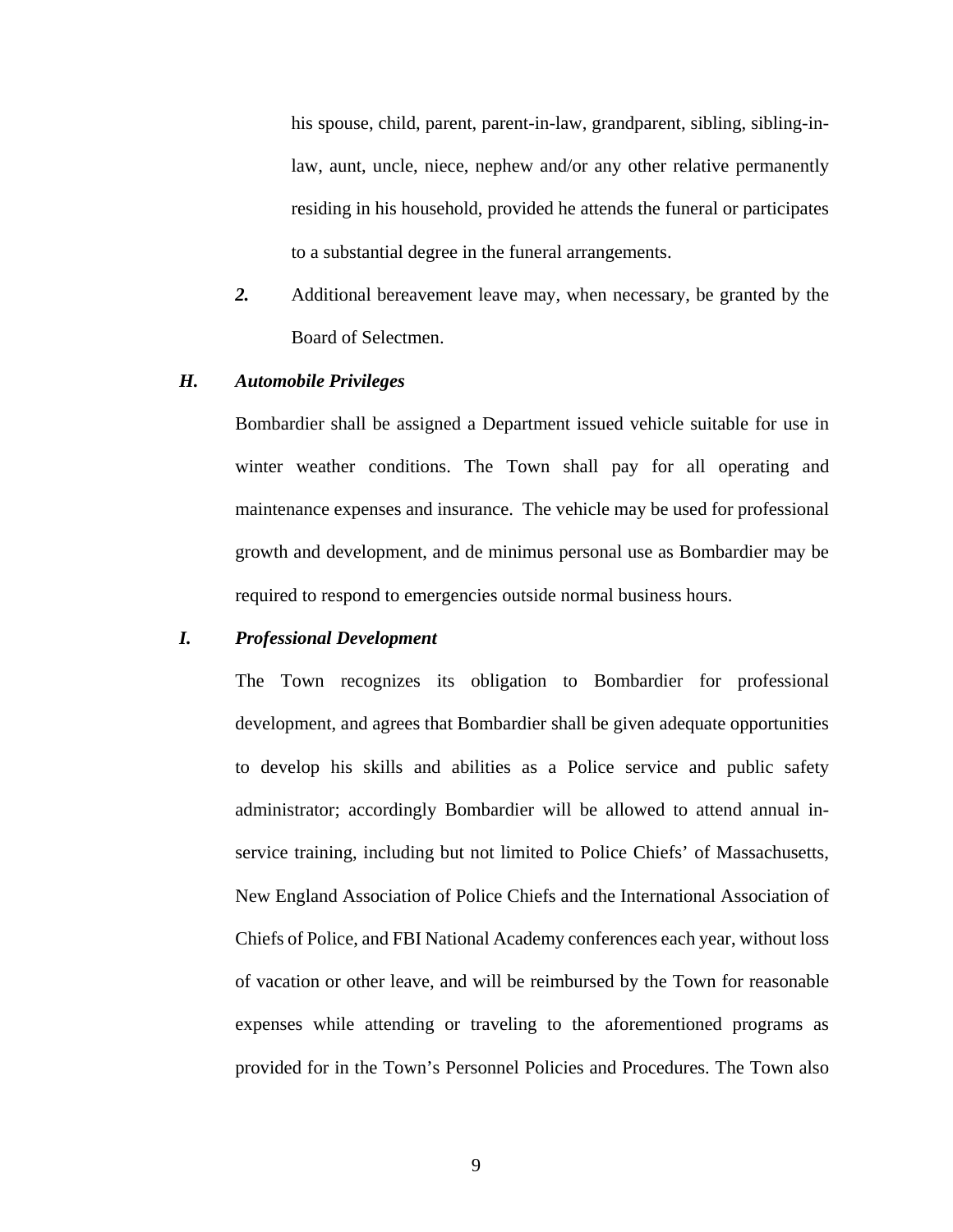his spouse, child, parent, parent-in-law, grandparent, sibling, sibling-in-law, aunt, uncle, niece, nephew and/or any other relative permanently residing in his household, provided he attends the funeral or participates to a substantial degree in the funeral arrangements.

***2.*** Additional bereavement leave may, when necessary, be granted by the Board of Selectmen.

### *H. Automobile Privileges*

Bombardier shall be assigned a Department issued vehicle suitable for use in winter weather conditions. The Town shall pay for all operating and maintenance expenses and insurance. The vehicle may be used for professional growth and development, and de minimus personal use as Bombardier may be required to respond to emergencies outside normal business hours.

### *I. Professional Development*

The Town recognizes its obligation to Bombardier for professional development, and agrees that Bombardier shall be given adequate opportunities to develop his skills and abilities as a Police service and public safety administrator; accordingly Bombardier will be allowed to attend annual in-service training, including but not limited to Police Chiefs' of Massachusetts, New England Association of Police Chiefs and the International Association of Chiefs of Police, and FBI National Academy conferences each year, without loss of vacation or other leave, and will be reimbursed by the Town for reasonable expenses while attending or traveling to the aforementioned programs as provided for in the Town's Personnel Policies and Procedures. The Town also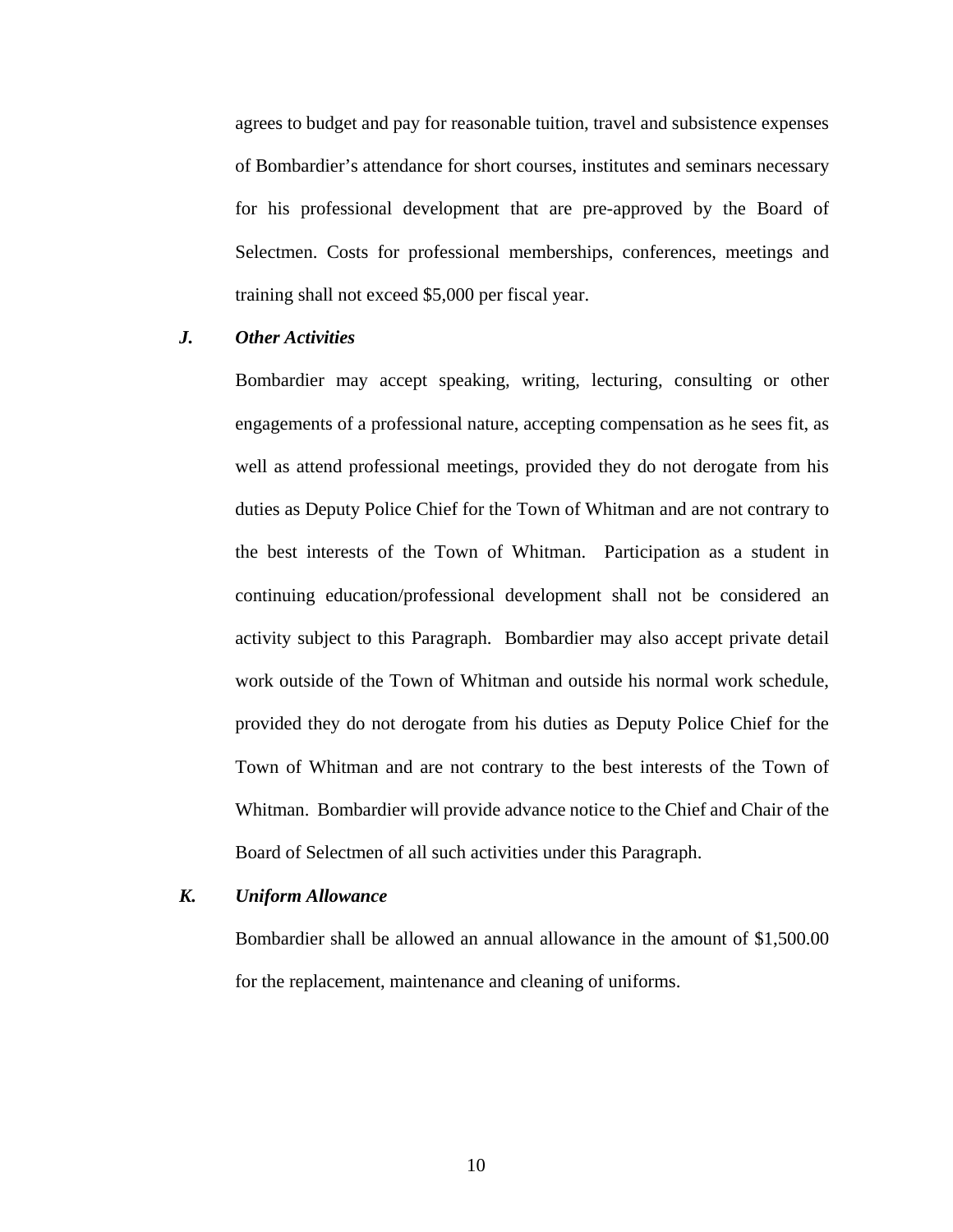agrees to budget and pay for reasonable tuition, travel and subsistence expenses of Bombardier's attendance for short courses, institutes and seminars necessary for his professional development that are pre-approved by the Board of Selectmen. Costs for professional memberships, conferences, meetings and training shall not exceed $5,000 per fiscal year.

***J. Other Activities***

Bombardier may accept speaking, writing, lecturing, consulting or other engagements of a professional nature, accepting compensation as he sees fit, as well as attend professional meetings, provided they do not derogate from his duties as Deputy Police Chief for the Town of Whitman and are not contrary to the best interests of the Town of Whitman. Participation as a student in continuing education/professional development shall not be considered an activity subject to this Paragraph. Bombardier may also accept private detail work outside of the Town of Whitman and outside his normal work schedule, provided they do not derogate from his duties as Deputy Police Chief for the Town of Whitman and are not contrary to the best interests of the Town of Whitman. Bombardier will provide advance notice to the Chief and Chair of the Board of Selectmen of all such activities under this Paragraph.

***K. Uniform Allowance***

Bombardier shall be allowed an annual allowance in the amount of $1,500.00 for the replacement, maintenance and cleaning of uniforms.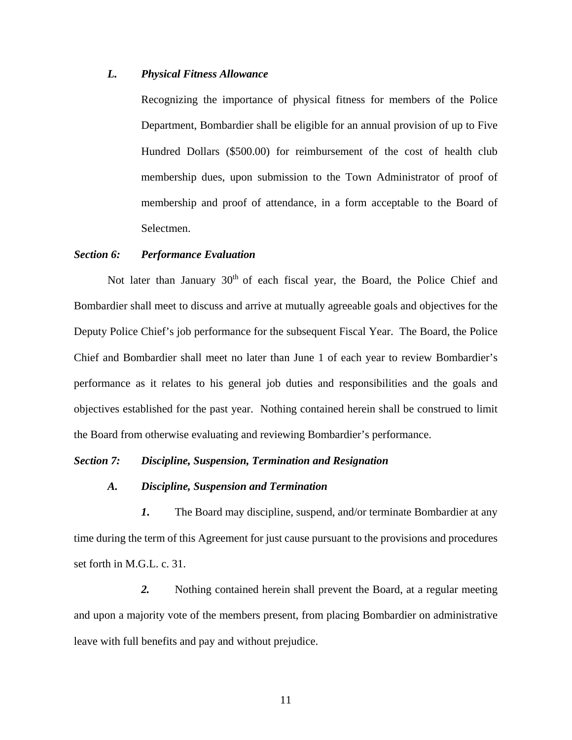***L. Physical Fitness Allowance***

Recognizing the importance of physical fitness for members of the Police Department, Bombardier shall be eligible for an annual provision of up to Five Hundred Dollars ($500.00) for reimbursement of the cost of health club membership dues, upon submission to the Town Administrator of proof of membership and proof of attendance, in a form acceptable to the Board of Selectmen.

***Section 6: Performance Evaluation***

Not later than January 30th of each fiscal year, the Board, the Police Chief and Bombardier shall meet to discuss and arrive at mutually agreeable goals and objectives for the Deputy Police Chief's job performance for the subsequent Fiscal Year. The Board, the Police Chief and Bombardier shall meet no later than June 1 of each year to review Bombardier's performance as it relates to his general job duties and responsibilities and the goals and objectives established for the past year. Nothing contained herein shall be construed to limit the Board from otherwise evaluating and reviewing Bombardier's performance.

***Section 7: Discipline, Suspension, Termination and Resignation***

***A. Discipline, Suspension and Termination***

***1.*** The Board may discipline, suspend, and/or terminate Bombardier at any time during the term of this Agreement for just cause pursuant to the provisions and procedures set forth in M.G.L. c. 31.

***2.*** Nothing contained herein shall prevent the Board, at a regular meeting and upon a majority vote of the members present, from placing Bombardier on administrative leave with full benefits and pay and without prejudice.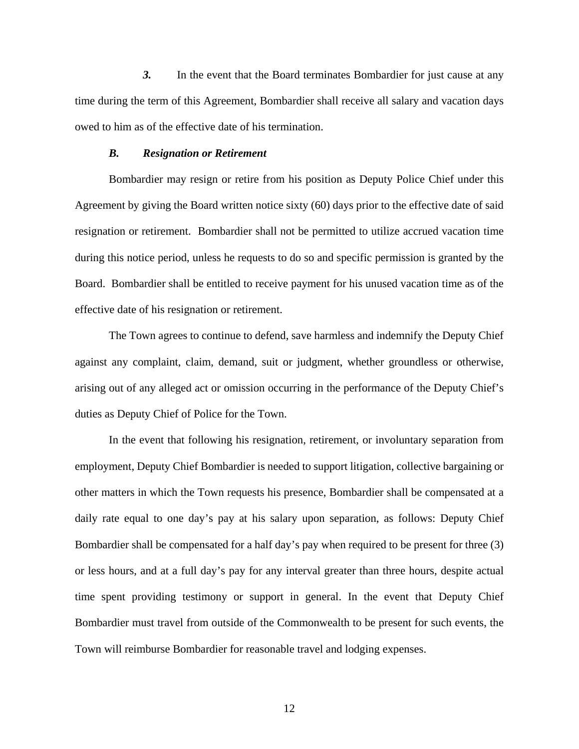***3.*** In the event that the Board terminates Bombardier for just cause at any time during the term of this Agreement, Bombardier shall receive all salary and vacation days owed to him as of the effective date of his termination.

### *B. Resignation or Retirement*

Bombardier may resign or retire from his position as Deputy Police Chief under this Agreement by giving the Board written notice sixty (60) days prior to the effective date of said resignation or retirement. Bombardier shall not be permitted to utilize accrued vacation time during this notice period, unless he requests to do so and specific permission is granted by the Board. Bombardier shall be entitled to receive payment for his unused vacation time as of the effective date of his resignation or retirement.

The Town agrees to continue to defend, save harmless and indemnify the Deputy Chief against any complaint, claim, demand, suit or judgment, whether groundless or otherwise, arising out of any alleged act or omission occurring in the performance of the Deputy Chief's duties as Deputy Chief of Police for the Town.

In the event that following his resignation, retirement, or involuntary separation from employment, Deputy Chief Bombardier is needed to support litigation, collective bargaining or other matters in which the Town requests his presence, Bombardier shall be compensated at a daily rate equal to one day's pay at his salary upon separation, as follows: Deputy Chief Bombardier shall be compensated for a half day's pay when required to be present for three (3) or less hours, and at a full day's pay for any interval greater than three hours, despite actual time spent providing testimony or support in general. In the event that Deputy Chief Bombardier must travel from outside of the Commonwealth to be present for such events, the Town will reimburse Bombardier for reasonable travel and lodging expenses.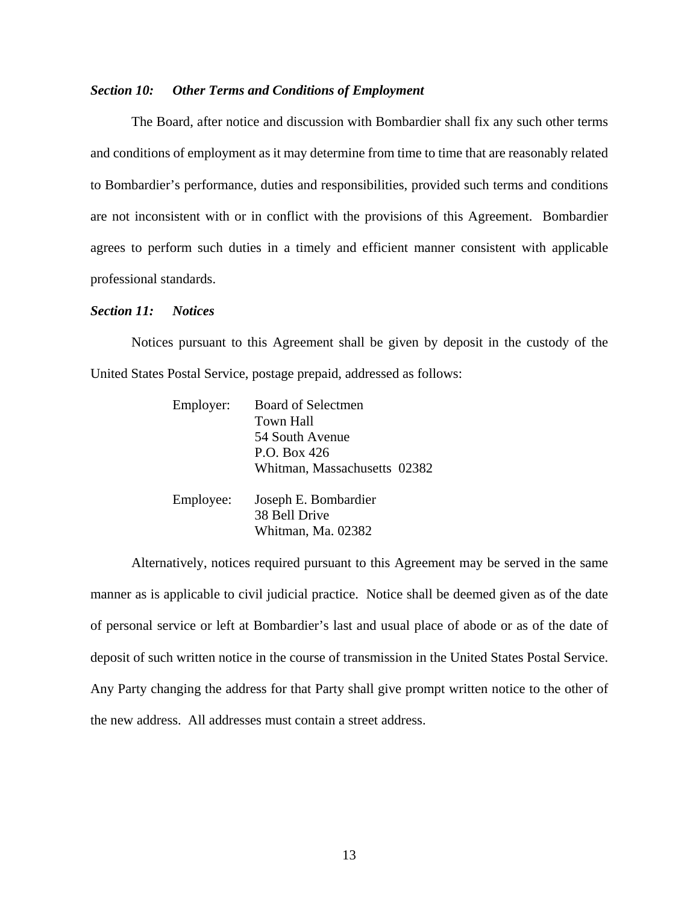***Section 10: Other Terms and Conditions of Employment***

The Board, after notice and discussion with Bombardier shall fix any such other terms and conditions of employment as it may determine from time to time that are reasonably related to Bombardier's performance, duties and responsibilities, provided such terms and conditions are not inconsistent with or in conflict with the provisions of this Agreement. Bombardier agrees to perform such duties in a timely and efficient manner consistent with applicable professional standards.

***Section 11: Notices***

Notices pursuant to this Agreement shall be given by deposit in the custody of the United States Postal Service, postage prepaid, addressed as follows:

Employer: Board of Selectmen
Town Hall
54 South Avenue
P.O. Box 426
Whitman, Massachusetts 02382

Employee: Joseph E. Bombardier
38 Bell Drive
Whitman, Ma. 02382

Alternatively, notices required pursuant to this Agreement may be served in the same manner as is applicable to civil judicial practice. Notice shall be deemed given as of the date of personal service or left at Bombardier's last and usual place of abode or as of the date of deposit of such written notice in the course of transmission in the United States Postal Service. Any Party changing the address for that Party shall give prompt written notice to the other of the new address. All addresses must contain a street address.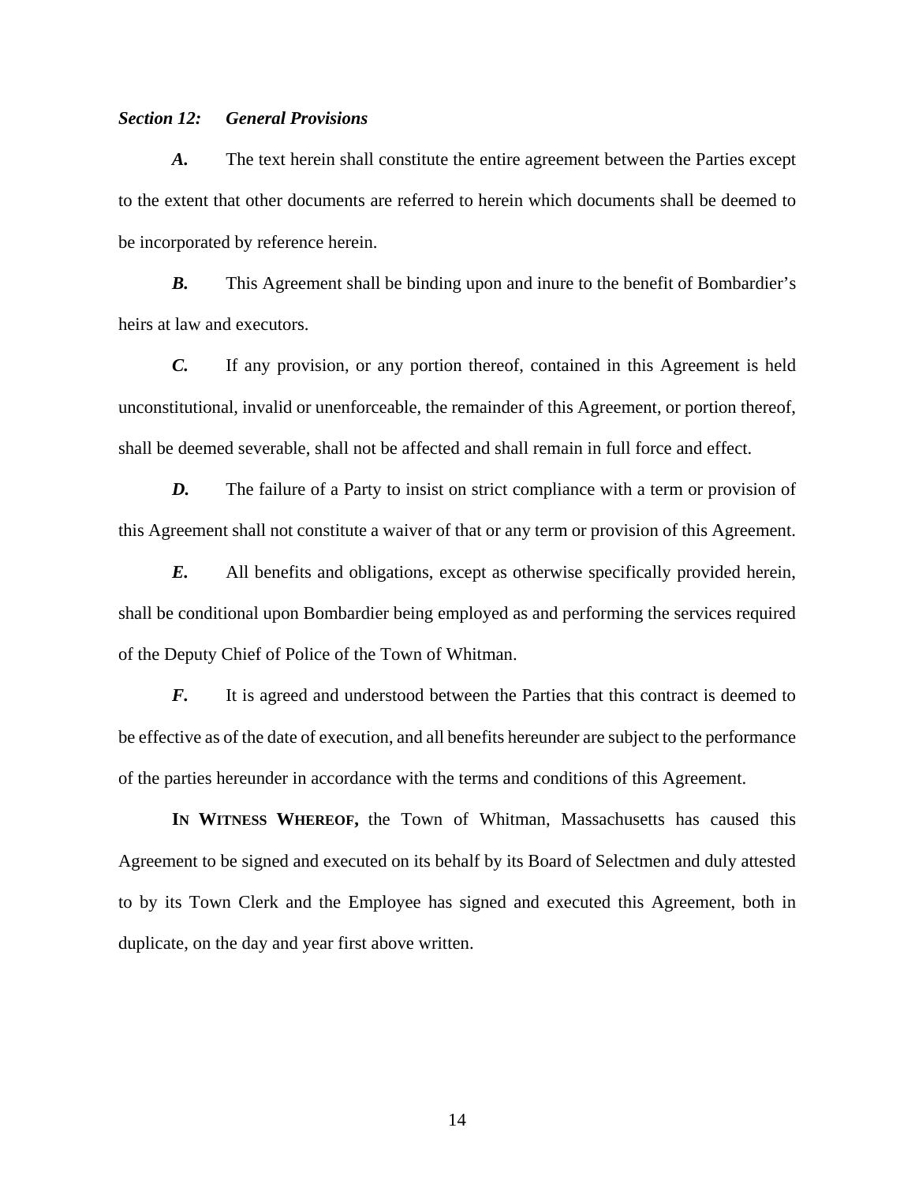***Section 12: General Provisions***

***A.*** The text herein shall constitute the entire agreement between the Parties except to the extent that other documents are referred to herein which documents shall be deemed to be incorporated by reference herein.

***B.*** This Agreement shall be binding upon and inure to the benefit of Bombardier's heirs at law and executors.

***C.*** If any provision, or any portion thereof, contained in this Agreement is held unconstitutional, invalid or unenforceable, the remainder of this Agreement, or portion thereof, shall be deemed severable, shall not be affected and shall remain in full force and effect.

***D.*** The failure of a Party to insist on strict compliance with a term or provision of this Agreement shall not constitute a waiver of that or any term or provision of this Agreement.

***E.*** All benefits and obligations, except as otherwise specifically provided herein, shall be conditional upon Bombardier being employed as and performing the services required of the Deputy Chief of Police of the Town of Whitman.

***F.*** It is agreed and understood between the Parties that this contract is deemed to be effective as of the date of execution, and all benefits hereunder are subject to the performance of the parties hereunder in accordance with the terms and conditions of this Agreement.

**IN WITNESS WHEREOF,** the Town of Whitman, Massachusetts has caused this Agreement to be signed and executed on its behalf by its Board of Selectmen and duly attested to by its Town Clerk and the Employee has signed and executed this Agreement, both in duplicate, on the day and year first above written.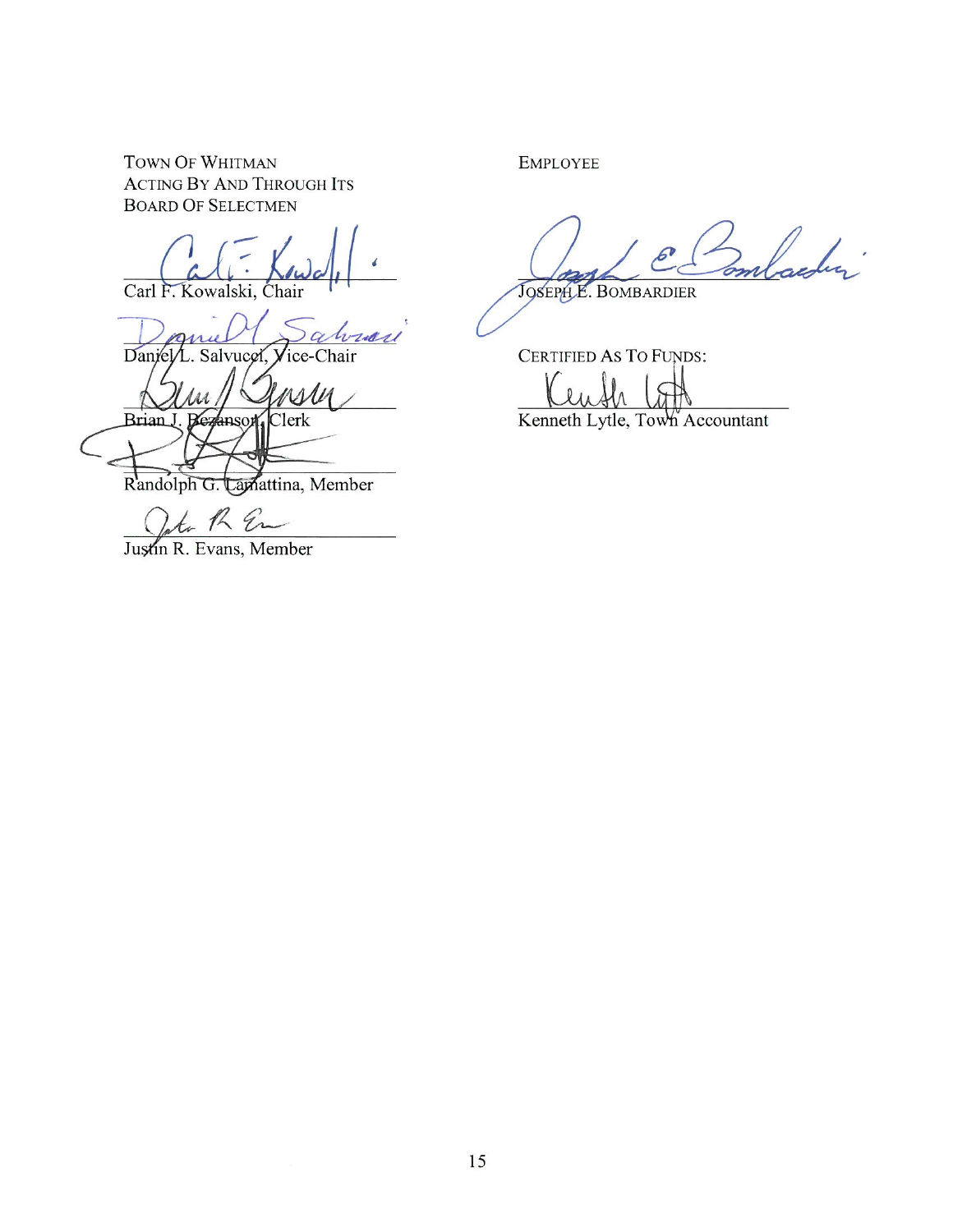TOWN OF WHITMAN
ACTING BY AND THROUGH ITS
BOARD OF SELECTMEN

Carl F. Kowalski, Chair

Daniel L. Salvucci, Vice-Chair

Brian J. Bezanson, Clerk

Randolph G. Lamattina, Member

Justin R. Evans, Member

EMPLOYEE

JOSEPH E. BOMBARDIER

CERTIFIED AS TO FUNDS:

Kenneth Lytle, Town Accountant